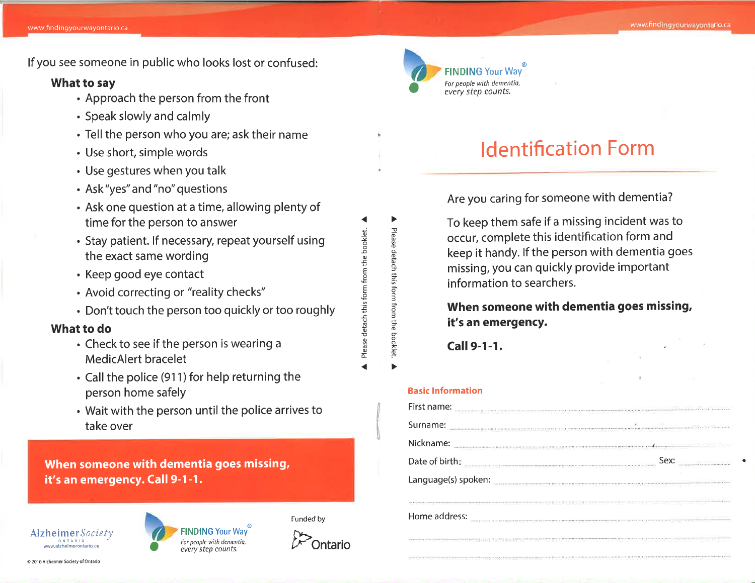If you see someone in public who looks lost or confused:

**What to say**

- Approach the person from the front
- Speak slowly and calmly
- Tell the person who you are; ask their name
- Use short, simple words
- Use gestures when you talk
- Ask "yes" and "no" questions
- Ask one question at a time, allowing plenty of time for the person to answer
- Stay patient. If necessary, repeat yourself using the exact same wording
- Keep good eye contact
- Avoid correcting or "reality checks"
- Don't touch the person too quickly or too roughly

**What to do**

- Check to see if the person is wearing a MedicAlert bracelet
- Call the police (911) for help returning the person home safely
- Wait with the person until the police arrives to take over

**When someone with dementia goes missing, it's an emergency. Call 9-1-1.**

Alzheimer Society ONTARIO
www.alzheimerontario.ca

FINDING Your Way®
*For people with dementia, every step counts.*

Funded by Ontario

© 2016 Alzheimer Society of Ontario

◄ Please detach this form from the booklet. ◄

► Please detach this form from the booklet. ►

FINDING Your Way®
*For people with dementia, every step counts.*

# Identification Form

Are you caring for someone with dementia?

To keep them safe if a missing incident was to occur, complete this identification form and keep it handy. If the person with dementia goes missing, you can quickly provide important information to searchers.

**When someone with dementia goes missing, it's an emergency.**

**Call 9-1-1.**

## Basic Information

First name: ____________________

Surname: ____________________

Nickname: ____________________

Date of birth: ____________________ Sex: __________

Language(s) spoken: ____________________

____________________

Home address: ____________________

____________________

____________________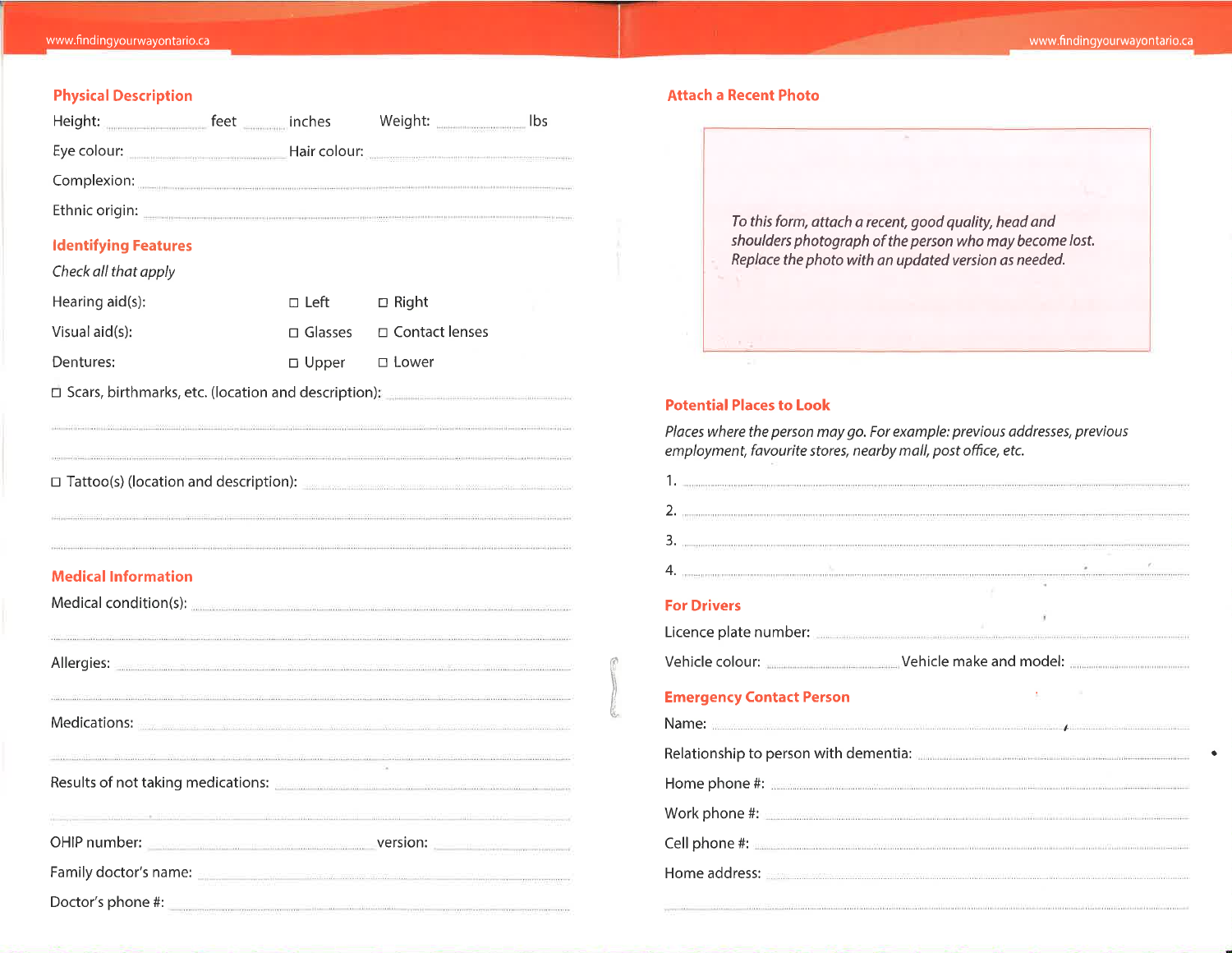## Physical Description

Height: ____________ feet ______ inches Weight: ____________ lbs

Eye colour: ____________________ Hair colour: ____________________

Complexion: ________________________________________

Ethnic origin: ________________________________________

## Identifying Features

*Check all that apply*

Hearing aid(s): ☐ Left ☐ Right

Visual aid(s): ☐ Glasses ☐ Contact lenses

Dentures: ☐ Upper ☐ Lower

☐ Scars, birthmarks, etc. (location and description): ____________________

________________________________________

________________________________________

☐ Tattoo(s) (location and description): ____________________

________________________________________

________________________________________

## Medical Information

Medical condition(s): ________________________________________

________________________________________

Allergies: ________________________________________

________________________________________

Medications: ________________________________________

________________________________________

Results of not taking medications: ____________________

________________________________________

OHIP number: ____________________ version: __________

Family doctor's name: ________________________________________

Doctor's phone #: ________________________________________

## Attach a Recent Photo

*To this form, attach a recent, good quality, head and shoulders photograph of the person who may become lost. Replace the photo with an updated version as needed.*

## Potential Places to Look

*Places where the person may go. For example: previous addresses, previous employment, favourite stores, nearby mall, post office, etc.*

1. ________________________________________
2. ________________________________________
3. ________________________________________
4. ________________________________________

## For Drivers

Licence plate number: ________________________________________

Vehicle colour: ____________________ Vehicle make and model: ____________________

## Emergency Contact Person

Name: ________________________________________

Relationship to person with dementia: ____________________

Home phone #: ________________________________________

Work phone #: ________________________________________

Cell phone #: ________________________________________

Home address: ________________________________________

________________________________________